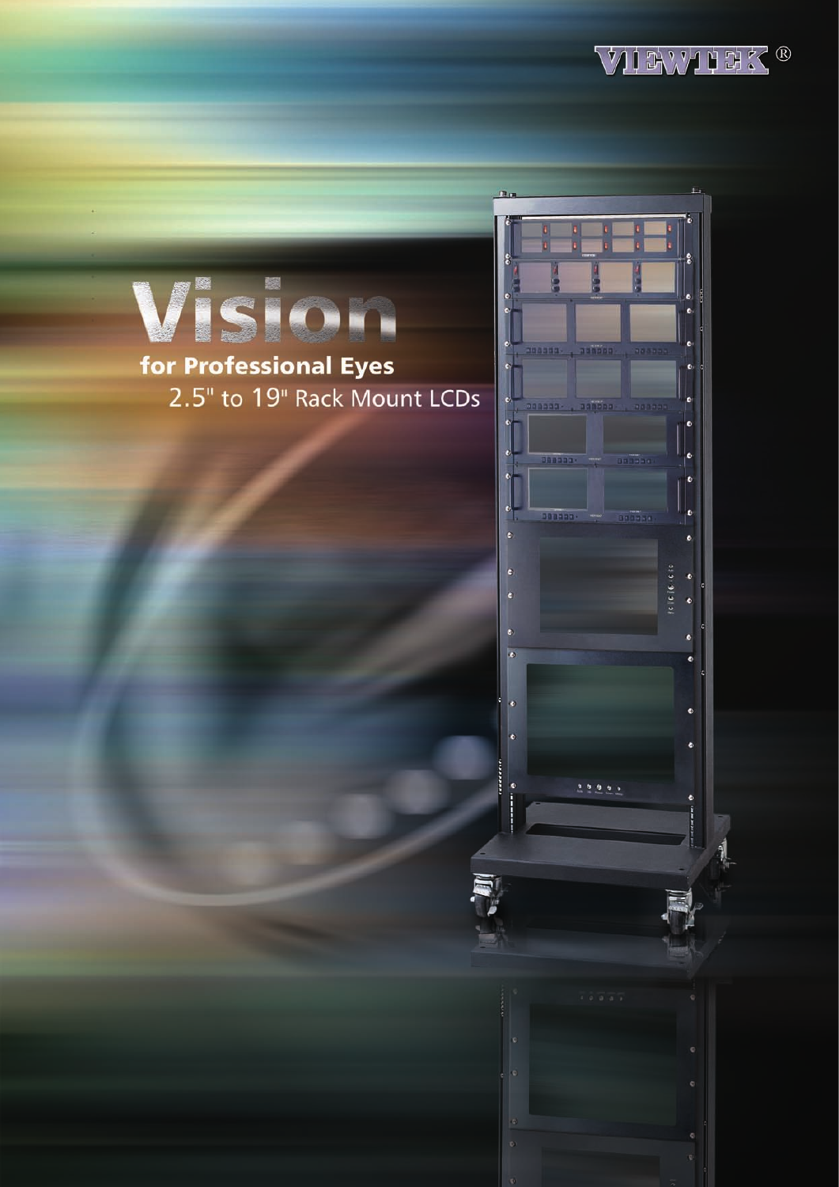VIEWTEK®

# Vision

**for Professional Eyes**

2.5" to 19" Rack Mount LCDs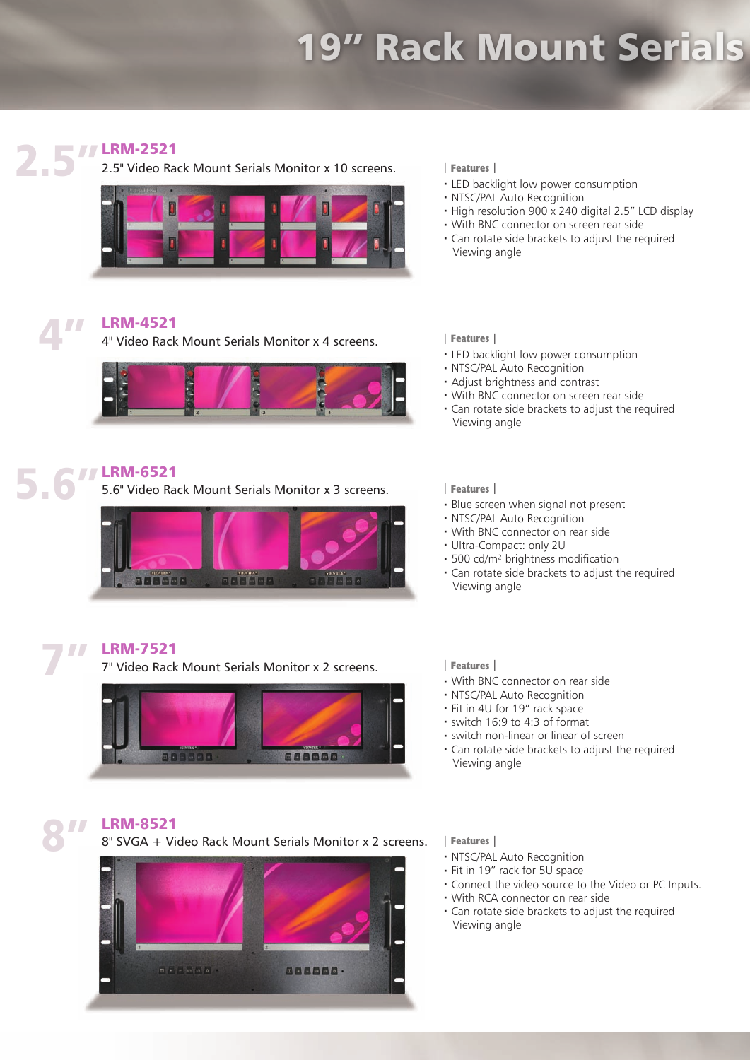# 19" Rack Mount Serials

## 2.5" LRM-2521

2.5" Video Rack Mount Serials Monitor x 10 screens.

| Features |

- LED backlight low power consumption
- NTSC/PAL Auto Recognition
- High resolution 900 x 240 digital 2.5" LCD display
- With BNC connector on screen rear side
- Can rotate side brackets to adjust the required Viewing angle

## 4" LRM-4521

4" Video Rack Mount Serials Monitor x 4 screens.

| Features |

- LED backlight low power consumption
- NTSC/PAL Auto Recognition
- Adjust brightness and contrast
- With BNC connector on screen rear side
- Can rotate side brackets to adjust the required Viewing angle

## 5.6" LRM-6521

5.6" Video Rack Mount Serials Monitor x 3 screens.

| Features |

- Blue screen when signal not present
- NTSC/PAL Auto Recognition
- With BNC connector on rear side
- Ultra-Compact: only 2U
- 500 cd/m² brightness modification
- Can rotate side brackets to adjust the required Viewing angle

## 7" LRM-7521

7" Video Rack Mount Serials Monitor x 2 screens.

| Features |

- With BNC connector on rear side
- NTSC/PAL Auto Recognition
- Fit in 4U for 19" rack space
- switch 16:9 to 4:3 of format
- switch non-linear or linear of screen
- Can rotate side brackets to adjust the required Viewing angle

## 8" LRM-8521

8" SVGA + Video Rack Mount Serials Monitor x 2 screens.

| Features |

- NTSC/PAL Auto Recognition
- Fit in 19" rack for 5U space
- Connect the video source to the Video or PC Inputs.
- With RCA connector on rear side
- Can rotate side brackets to adjust the required Viewing angle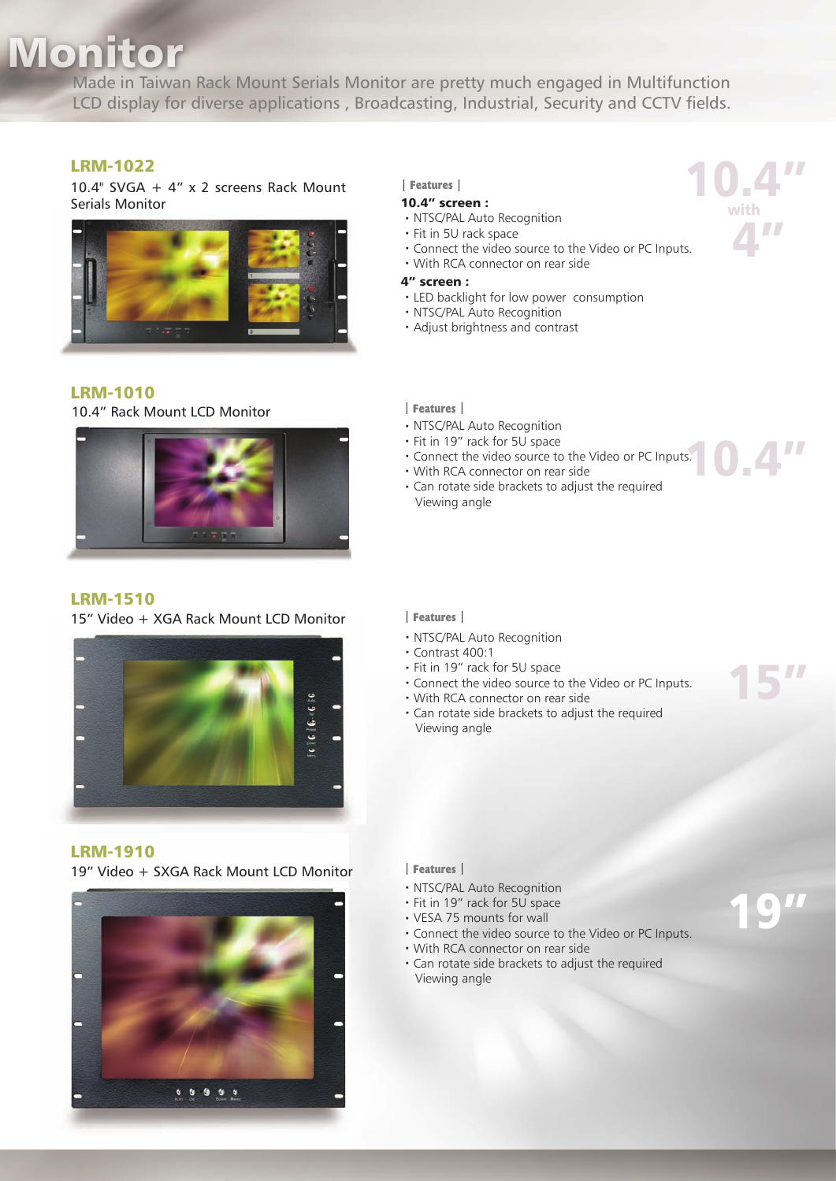# Monitor

Made in Taiwan Rack Mount Serials Monitor are pretty much engaged in Multifunction LCD display for diverse applications , Broadcasting, Industrial, Security and CCTV fields.

## LRM-1022

10.4" SVGA + 4" x 2 screens Rack Mount Serials Monitor

| Features |

**10.4" screen :**

- NTSC/PAL Auto Recognition
- Fit in 5U rack space
- Connect the video source to the Video or PC Inputs.
- With RCA connector on rear side

**4" screen :**

- LED backlight for low power consumption
- NTSC/PAL Auto Recognition
- Adjust brightness and contrast

10.4" with 4"

## LRM-1010

10.4" Rack Mount LCD Monitor

| Features |

- NTSC/PAL Auto Recognition
- Fit in 19" rack for 5U space
- Connect the video source to the Video or PC Inputs.
- With RCA connector on rear side
- Can rotate side brackets to adjust the required Viewing angle

10.4"

## LRM-1510

15" Video + XGA Rack Mount LCD Monitor

| Features |

- NTSC/PAL Auto Recognition
- Contrast 400:1
- Fit in 19" rack for 5U space
- Connect the video source to the Video or PC Inputs.
- With RCA connector on rear side
- Can rotate side brackets to adjust the required Viewing angle

15"

## LRM-1910

19" Video + SXGA Rack Mount LCD Monitor

| Features |

- NTSC/PAL Auto Recognition
- Fit in 19" rack for 5U space
- VESA 75 mounts for wall
- Connect the video source to the Video or PC Inputs.
- With RCA connector on rear side
- Can rotate side brackets to adjust the required Viewing angle

19"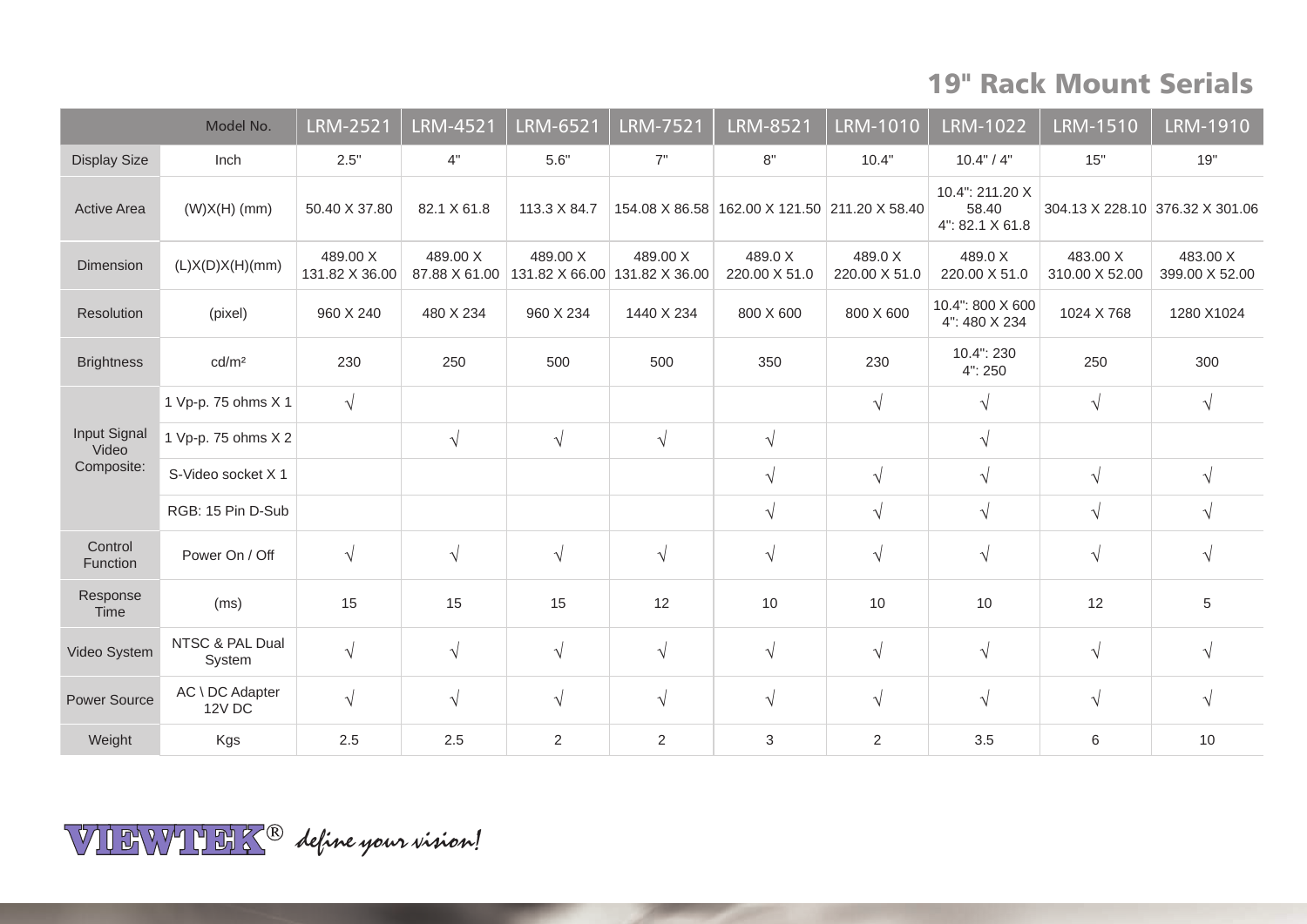## 19" Rack Mount Serials

| Model No. | | LRM-2521 | LRM-4521 | LRM-6521 | LRM-7521 | LRM-8521 | LRM-1010 | LRM-1022 | LRM-1510 | LRM-1910 |
|---|---|---|---|---|---|---|---|---|---|---|
| Display Size | Inch | 2.5" | 4" | 5.6" | 7" | 8" | 10.4" | 10.4" / 4" | 15" | 19" |
| Active Area | (W)X(H) (mm) | 50.40 X 37.80 | 82.1 X 61.8 | 113.3 X 84.7 | 154.08 X 86.58 | 162.00 X 121.50 | 211.20 X 58.40 | 10.4": 211.20 X 58.40<br>4": 82.1 X 61.8 | 304.13 X 228.10 | 376.32 X 301.06 |
| Dimension | (L)X(D)X(H)(mm) | 489.00 X 131.82 X 36.00 | 489.00 X 87.88 X 61.00 | 489.00 X 131.82 X 66.00 | 489.00 X 131.82 X 36.00 | 489.0 X 220.00 X 51.0 | 489.0 X 220.00 X 51.0 | 489.0 X 220.00 X 51.0 | 483.00 X 310.00 X 52.00 | 483.00 X 399.00 X 52.00 |
| Resolution | (pixel) | 960 X 240 | 480 X 234 | 960 X 234 | 1440 X 234 | 800 X 600 | 800 X 600 | 10.4": 800 X 600<br>4": 480 X 234 | 1024 X 768 | 1280 X1024 |
| Brightness | cd/m² | 230 | 250 | 500 | 500 | 350 | 230 | 10.4": 230<br>4": 250 | 250 | 300 |
| Input Signal Video Composite: | 1 Vp-p. 75 ohms X 1 | √ | | | | | √ | √ | √ | √ |
| | 1 Vp-p. 75 ohms X 2 | | √ | √ | √ | √ | | √ | | |
| | S-Video socket X 1 | | | | | √ | √ | √ | √ | √ |
| | RGB: 15 Pin D-Sub | | | | | √ | √ | √ | √ | √ |
| Control Function | Power On / Off | √ | √ | √ | √ | √ | √ | √ | √ | √ |
| Response Time | (ms) | 15 | 15 | 15 | 12 | 10 | 10 | 10 | 12 | 5 |
| Video System | NTSC & PAL Dual System | √ | √ | √ | √ | √ | √ | √ | √ | √ |
| Power Source | AC \ DC Adapter 12V DC | √ | √ | √ | √ | √ | √ | √ | √ | √ |
| Weight | Kgs | 2.5 | 2.5 | 2 | 2 | 3 | 2 | 3.5 | 6 | 10 |

VIEWTEK® *define your vision!*